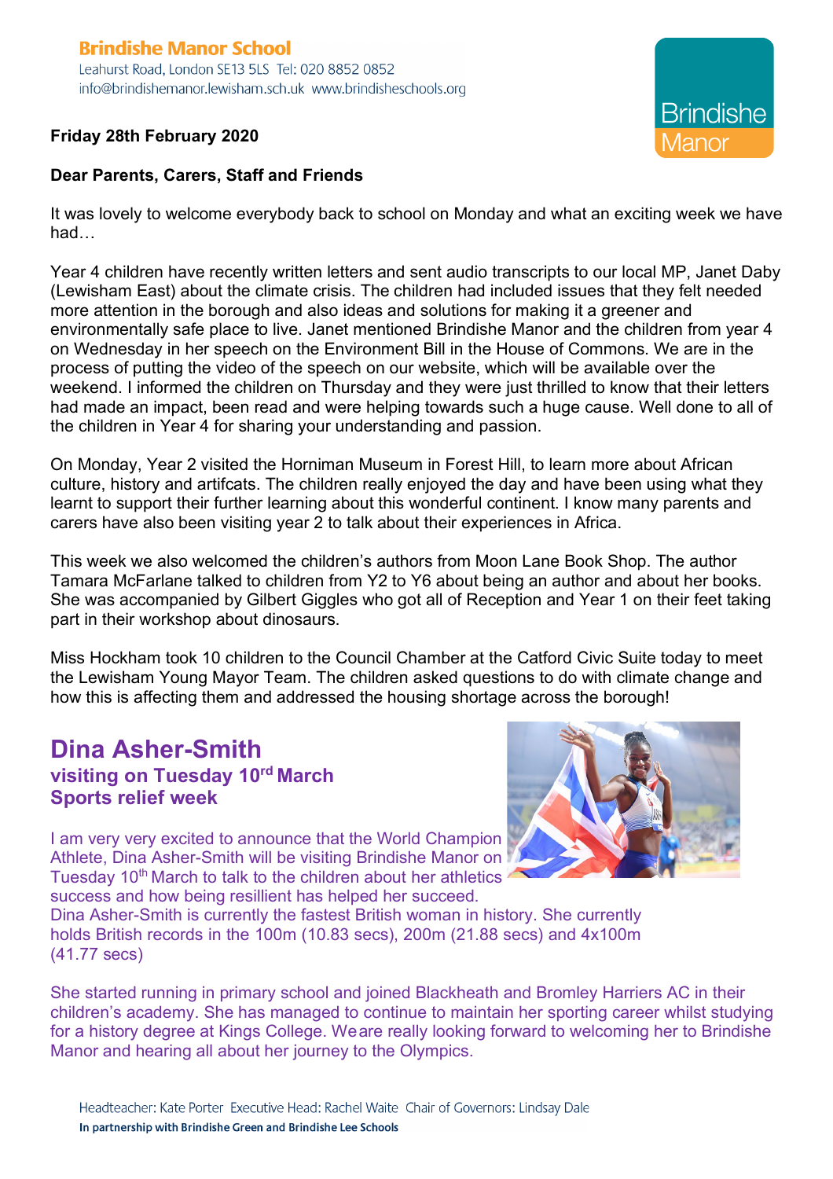**Brindishe Manor School**
Leahurst Road, London SE13 5LS Tel: 020 8852 0852
info@brindishemanor.lewisham.sch.uk www.brindisheschools.org

Brindishe Manor

**Friday 28th February 2020**

**Dear Parents, Carers, Staff and Friends**

It was lovely to welcome everybody back to school on Monday and what an exciting week we have had…

Year 4 children have recently written letters and sent audio transcripts to our local MP, Janet Daby (Lewisham East) about the climate crisis. The children had included issues that they felt needed more attention in the borough and also ideas and solutions for making it a greener and environmentally safe place to live. Janet mentioned Brindishe Manor and the children from year 4 on Wednesday in her speech on the Environment Bill in the House of Commons. We are in the process of putting the video of the speech on our website, which will be available over the weekend. I informed the children on Thursday and they were just thrilled to know that their letters had made an impact, been read and were helping towards such a huge cause. Well done to all of the children in Year 4 for sharing your understanding and passion.

On Monday, Year 2 visited the Horniman Museum in Forest Hill, to learn more about African culture, history and artifcats. The children really enjoyed the day and have been using what they learnt to support their further learning about this wonderful continent. I know many parents and carers have also been visiting year 2 to talk about their experiences in Africa.

This week we also welcomed the children's authors from Moon Lane Book Shop. The author Tamara McFarlane talked to children from Y2 to Y6 about being an author and about her books. She was accompanied by Gilbert Giggles who got all of Reception and Year 1 on their feet taking part in their workshop about dinosaurs.

Miss Hockham took 10 children to the Council Chamber at the Catford Civic Suite today to meet the Lewisham Young Mayor Team. The children asked questions to do with climate change and how this is affecting them and addressed the housing shortage across the borough!

## Dina Asher-Smith

### visiting on Tuesday 10rd March
### Sports relief week

I am very very excited to announce that the World Champion Athlete, Dina Asher-Smith will be visiting Brindishe Manor on Tuesday 10th March to talk to the children about her athletics success and how being resillient has helped her succeed. Dina Asher-Smith is currently the fastest British woman in history. She currently holds British records in the 100m (10.83 secs), 200m (21.88 secs) and 4x100m (41.77 secs)

She started running in primary school and joined Blackheath and Bromley Harriers AC in their children's academy. She has managed to continue to maintain her sporting career whilst studying for a history degree at Kings College. We are really looking forward to welcoming her to Brindishe Manor and hearing all about her journey to the Olympics.

Headteacher: Kate Porter Executive Head: Rachel Waite Chair of Governors: Lindsay Dale
**In partnership with Brindishe Green and Brindishe Lee Schools**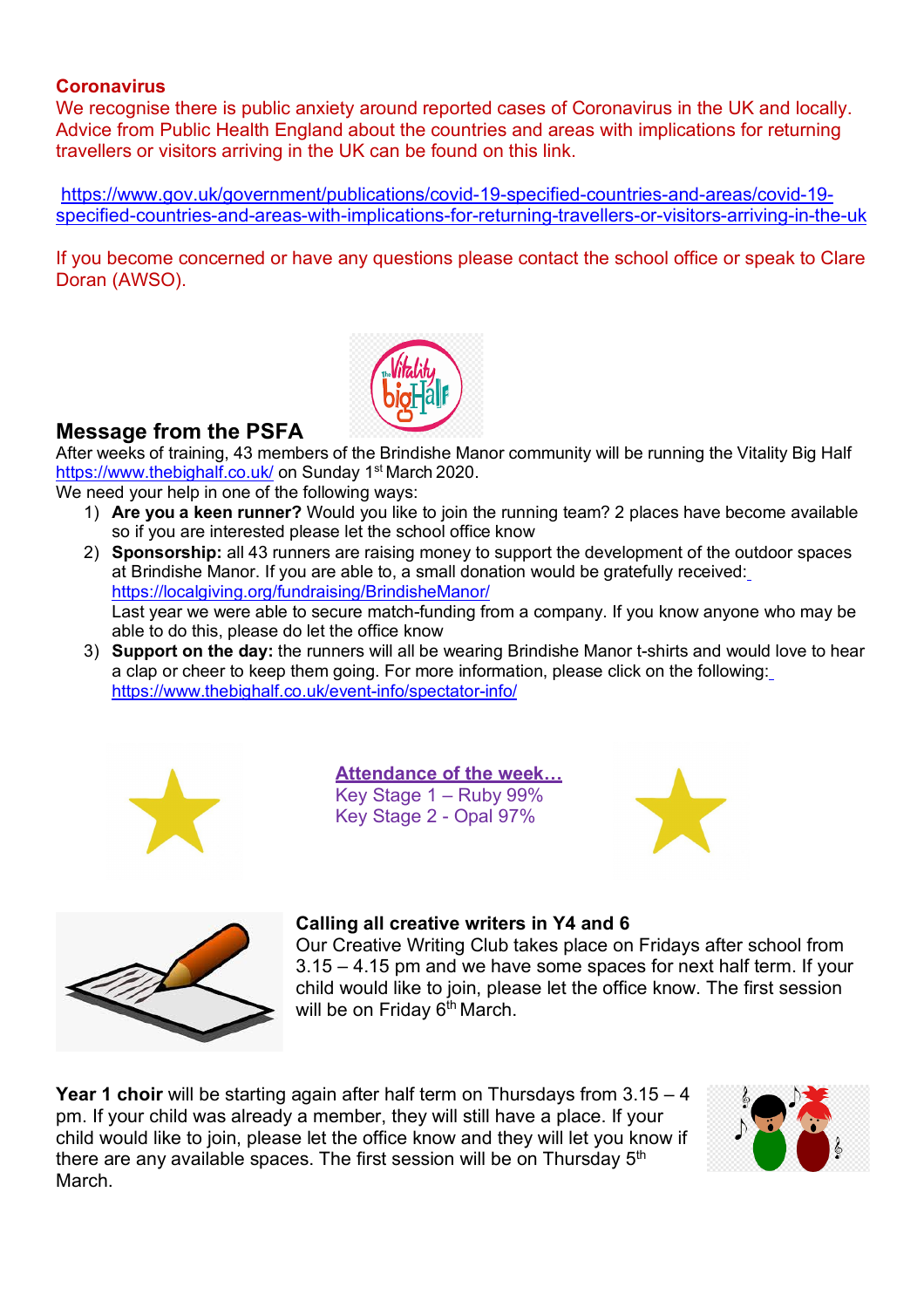**Coronavirus**

We recognise there is public anxiety around reported cases of Coronavirus in the UK and locally. Advice from Public Health England about the countries and areas with implications for returning travellers or visitors arriving in the UK can be found on this link.

https://www.gov.uk/government/publications/covid-19-specified-countries-and-areas/covid-19-specified-countries-and-areas-with-implications-for-returning-travellers-or-visitors-arriving-in-the-uk

If you become concerned or have any questions please contact the school office or speak to Clare Doran (AWSO).

## Message from the PSFA

After weeks of training, 43 members of the Brindishe Manor community will be running the Vitality Big Half https://www.thebighalf.co.uk/ on Sunday 1st March 2020.

We need your help in one of the following ways:

1) **Are you a keen runner?** Would you like to join the running team? 2 places have become available so if you are interested please let the school office know
2) **Sponsorship:** all 43 runners are raising money to support the development of the outdoor spaces at Brindishe Manor. If you are able to, a small donation would be gratefully received: https://localgiving.org/fundraising/BrindisheManor/
   Last year we were able to secure match-funding from a company. If you know anyone who may be able to do this, please do let the office know
3) **Support on the day:** the runners will all be wearing Brindishe Manor t-shirts and would love to hear a clap or cheer to keep them going. For more information, please click on the following: https://www.thebighalf.co.uk/event-info/spectator-info/

**Attendance of the week…**

Key Stage 1 – Ruby 99%

Key Stage 2 - Opal 97%

**Calling all creative writers in Y4 and 6**

Our Creative Writing Club takes place on Fridays after school from 3.15 – 4.15 pm and we have some spaces for next half term. If your child would like to join, please let the office know. The first session will be on Friday 6th March.

**Year 1 choir** will be starting again after half term on Thursdays from 3.15 – 4 pm. If your child was already a member, they will still have a place. If your child would like to join, please let the office know and they will let you know if there are any available spaces. The first session will be on Thursday 5th March.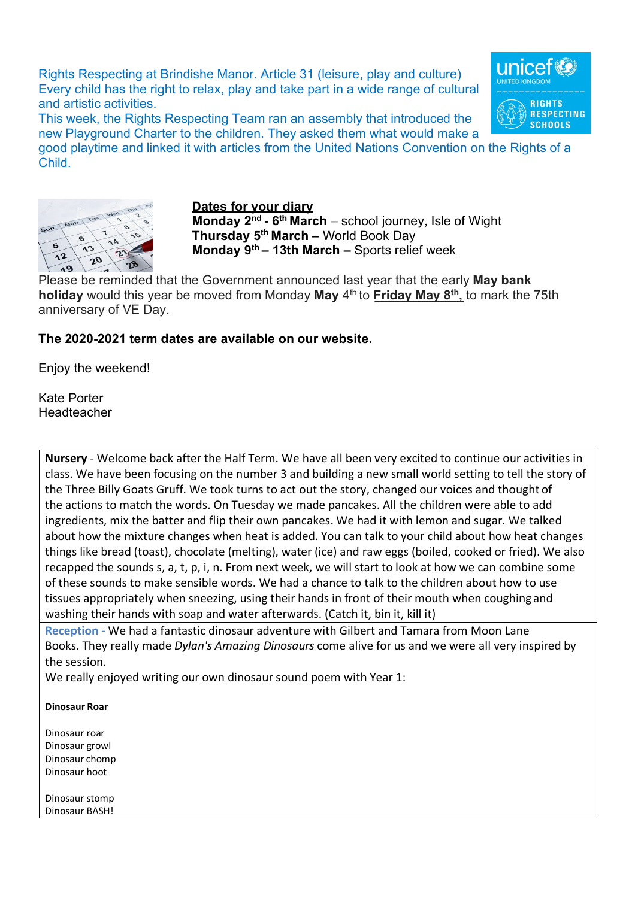Rights Respecting at Brindishe Manor. Article 31 (leisure, play and culture) Every child has the right to relax, play and take part in a wide range of cultural and artistic activities.

This week, the Rights Respecting Team ran an assembly that introduced the new Playground Charter to the children. They asked them what would make a good playtime and linked it with articles from the United Nations Convention on the Rights of a Child.

**Dates for your diary**

**Monday 2nd - 6th March** – school journey, Isle of Wight
**Thursday 5th March –** World Book Day
**Monday 9th – 13th March –** Sports relief week

Please be reminded that the Government announced last year that the early **May bank holiday** would this year be moved from Monday **May** 4th to **Friday May 8th,** to mark the 75th anniversary of VE Day.

**The 2020-2021 term dates are available on our website.**

Enjoy the weekend!

Kate Porter
Headteacher

**Nursery** - Welcome back after the Half Term. We have all been very excited to continue our activities in class. We have been focusing on the number 3 and building a new small world setting to tell the story of the Three Billy Goats Gruff. We took turns to act out the story, changed our voices and thought of the actions to match the words. On Tuesday we made pancakes. All the children were able to add ingredients, mix the batter and flip their own pancakes. We had it with lemon and sugar. We talked about how the mixture changes when heat is added. You can talk to your child about how heat changes things like bread (toast), chocolate (melting), water (ice) and raw eggs (boiled, cooked or fried). We also recapped the sounds s, a, t, p, i, n. From next week, we will start to look at how we can combine some of these sounds to make sensible words. We had a chance to talk to the children about how to use tissues appropriately when sneezing, using their hands in front of their mouth when coughing and washing their hands with soap and water afterwards. (Catch it, bin it, kill it)

**Reception -** We had a fantastic dinosaur adventure with Gilbert and Tamara from Moon Lane Books. They really made *Dylan's Amazing Dinosaurs* come alive for us and we were all very inspired by the session.

We really enjoyed writing our own dinosaur sound poem with Year 1:

**Dinosaur Roar**

Dinosaur roar
Dinosaur growl
Dinosaur chomp
Dinosaur hoot

Dinosaur stomp
Dinosaur BASH!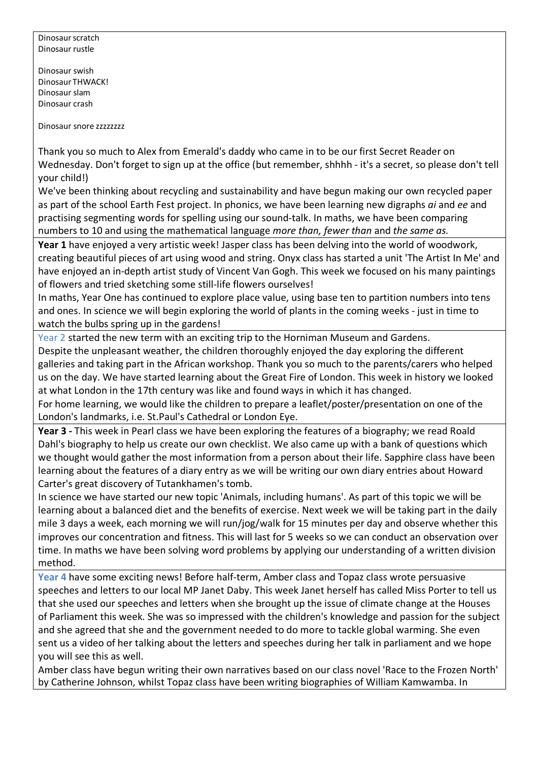Dinosaur scratch
Dinosaur rustle

Dinosaur swish
Dinosaur THWACK!
Dinosaur slam
Dinosaur crash

Dinosaur snore zzzzzzzz

Thank you so much to Alex from Emerald's daddy who came in to be our first Secret Reader on Wednesday. Don't forget to sign up at the office (but remember, shhhh - it's a secret, so please don't tell your child!)

We've been thinking about recycling and sustainability and have begun making our own recycled paper as part of the school Earth Fest project. In phonics, we have been learning new digraphs *ai* and *ee* and practising segmenting words for spelling using our sound-talk. In maths, we have been comparing numbers to 10 and using the mathematical language *more than, fewer than* and *the same as.*

**Year 1** have enjoyed a very artistic week! Jasper class has been delving into the world of woodwork, creating beautiful pieces of art using wood and string. Onyx class has started a unit 'The Artist In Me' and have enjoyed an in-depth artist study of Vincent Van Gogh. This week we focused on his many paintings of flowers and tried sketching some still-life flowers ourselves!

In maths, Year One has continued to explore place value, using base ten to partition numbers into tens and ones. In science we will begin exploring the world of plants in the coming weeks - just in time to watch the bulbs spring up in the gardens!

Year 2 started the new term with an exciting trip to the Horniman Museum and Gardens.
Despite the unpleasant weather, the children thoroughly enjoyed the day exploring the different galleries and taking part in the African workshop. Thank you so much to the parents/carers who helped us on the day. We have started learning about the Great Fire of London. This week in history we looked at what London in the 17th century was like and found ways in which it has changed.

For home learning, we would like the children to prepare a leaflet/poster/presentation on one of the London's landmarks, i.e. St.Paul's Cathedral or London Eye.

**Year 3 -** This week in Pearl class we have been exploring the features of a biography; we read Roald Dahl's biography to help us create our own checklist. We also came up with a bank of questions which we thought would gather the most information from a person about their life. Sapphire class have been learning about the features of a diary entry as we will be writing our own diary entries about Howard Carter's great discovery of Tutankhamen's tomb.

In science we have started our new topic 'Animals, including humans'. As part of this topic we will be learning about a balanced diet and the benefits of exercise. Next week we will be taking part in the daily mile 3 days a week, each morning we will run/jog/walk for 15 minutes per day and observe whether this improves our concentration and fitness. This will last for 5 weeks so we can conduct an observation over time. In maths we have been solving word problems by applying our understanding of a written division method.

**Year 4** have some exciting news! Before half-term, Amber class and Topaz class wrote persuasive speeches and letters to our local MP Janet Daby. This week Janet herself has called Miss Porter to tell us that she used our speeches and letters when she brought up the issue of climate change at the Houses of Parliament this week. She was so impressed with the children's knowledge and passion for the subject and she agreed that she and the government needed to do more to tackle global warming. She even sent us a video of her talking about the letters and speeches during her talk in parliament and we hope you will see this as well.

Amber class have begun writing their own narratives based on our class novel 'Race to the Frozen North' by Catherine Johnson, whilst Topaz class have been writing biographies of William Kamwamba. In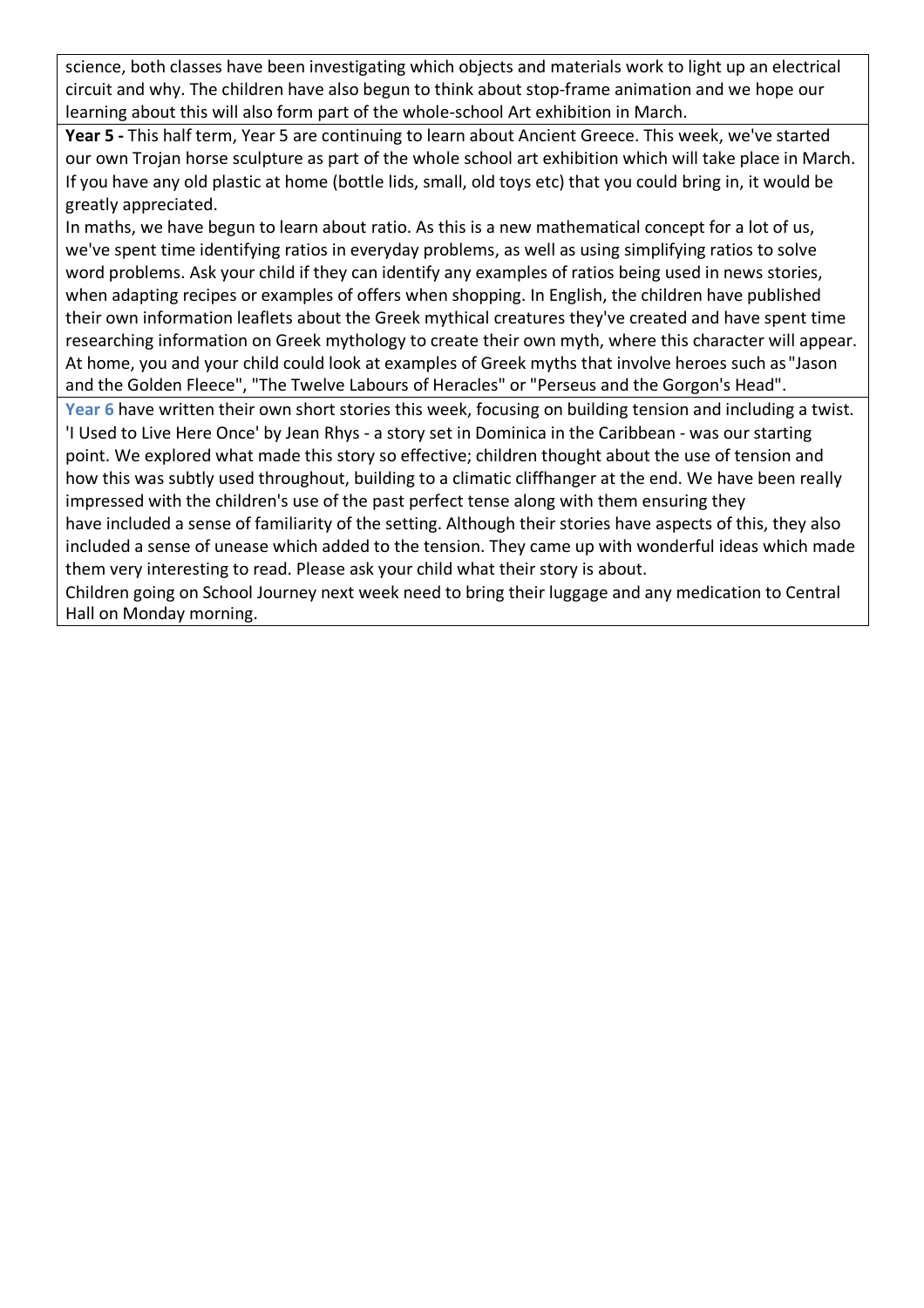science, both classes have been investigating which objects and materials work to light up an electrical circuit and why. The children have also begun to think about stop-frame animation and we hope our learning about this will also form part of the whole-school Art exhibition in March.

**Year 5 -** This half term, Year 5 are continuing to learn about Ancient Greece. This week, we've started our own Trojan horse sculpture as part of the whole school art exhibition which will take place in March. If you have any old plastic at home (bottle lids, small, old toys etc) that you could bring in, it would be greatly appreciated.

In maths, we have begun to learn about ratio. As this is a new mathematical concept for a lot of us, we've spent time identifying ratios in everyday problems, as well as using simplifying ratios to solve word problems. Ask your child if they can identify any examples of ratios being used in news stories, when adapting recipes or examples of offers when shopping. In English, the children have published their own information leaflets about the Greek mythical creatures they've created and have spent time researching information on Greek mythology to create their own myth, where this character will appear. At home, you and your child could look at examples of Greek myths that involve heroes such as "Jason and the Golden Fleece", "The Twelve Labours of Heracles" or "Perseus and the Gorgon's Head".

**Year 6** have written their own short stories this week, focusing on building tension and including a twist. 'I Used to Live Here Once' by Jean Rhys - a story set in Dominica in the Caribbean - was our starting point. We explored what made this story so effective; children thought about the use of tension and how this was subtly used throughout, building to a climatic cliffhanger at the end. We have been really impressed with the children's use of the past perfect tense along with them ensuring they have included a sense of familiarity of the setting. Although their stories have aspects of this, they also included a sense of unease which added to the tension. They came up with wonderful ideas which made them very interesting to read. Please ask your child what their story is about.

Children going on School Journey next week need to bring their luggage and any medication to Central Hall on Monday morning.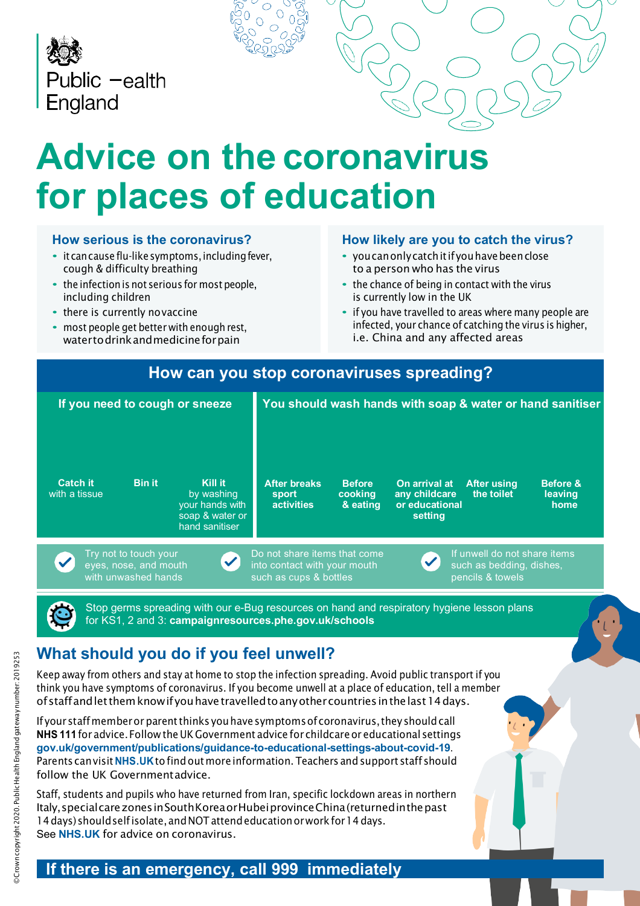Public −ealth England

# Advice on the coronavirus for places of education

### How serious is the coronavirus?

- it can cause flu-like symptoms, including fever, cough & difficulty breathing
- the infection is not serious for most people, including children
- there is currently no vaccine
- most people get better with enough rest, water to drink and medicine for pain

### How likely are you to catch the virus?

- you can only catch it if you have been close to a person who has the virus
- the chance of being in contact with the virus is currently low in the UK
- if you have travelled to areas where many people are infected, your chance of catching the virus is higher, i.e. China and any affected areas

## How can you stop coronaviruses spreading?

### If you need to cough or sneeze

- **Catch it** with a tissue
- **Bin it**
- **Kill it** by washing your hands with soap & water or hand sanitiser

### You should wash hands with soap & water or hand sanitiser

- **After breaks sport activities**
- **Before cooking & eating**
- **On arrival at any childcare or educational setting**
- **After using the toilet**
- **Before & leaving home**

- Try not to touch your eyes, nose, and mouth with unwashed hands
- Do not share items that come into contact with your mouth such as cups & bottles
- If unwell do not share items such as bedding, dishes, pencils & towels

Stop germs spreading with our e-Bug resources on hand and respiratory hygiene lesson plans for KS1, 2 and 3: **campaignresources.phe.gov.uk/schools**

## What should you do if you feel unwell?

Keep away from others and stay at home to stop the infection spreading. Avoid public transport if you think you have symptoms of coronavirus. If you become unwell at a place of education, tell a member of staff and let them know if you have travelled to any other countries in the last 14 days.

If your staff member or parent thinks you have symptoms of coronavirus, they should call **NHS 111** for advice. Follow the UK Government advice for childcare or educational settings **gov.uk/government/publications/guidance-to-educational-settings-about-covid-19**. Parents can visit **NHS.UK** to find out more information. Teachers and support staff should follow the UK Government advice.

Staff, students and pupils who have returned from Iran, specific lockdown areas in northern Italy, special care zones in South Korea or Hubei province China (returned in the past 14 days) should self isolate, and NOT attend education or work for 14 days. See **NHS.UK** for advice on coronavirus.

**If there is an emergency, call 999 immediately**

© Crown copyright 2020. Public Health England gateway number: 2019253